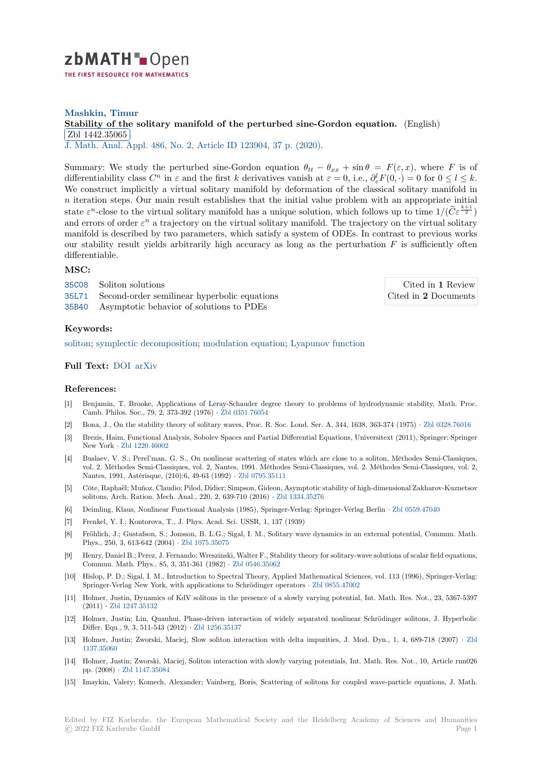# zbMATH Open

THE FIRST RESOURCE FOR MATHEMATICS

**Mashkin, Timur**

**Stability of the solitary manifold of the perturbed sine-Gordon equation.** (English)

Zbl 1442.35065

J. Math. Anal. Appl. 486, No. 2, Article ID 123904, 37 p. (2020).

Summary: We study the perturbed sine-Gordon equation $\theta_{tt} - \theta_{xx} + \sin\theta = F(\varepsilon, x)$, where $F$ is of differentiability class $C^n$ in $\varepsilon$ and the first $k$ derivatives vanish at $\varepsilon = 0$, i.e., $\partial_\varepsilon^l F(0, \cdot) = 0$ for $0 \le l \le k$. We construct implicitly a virtual solitary manifold by deformation of the classical solitary manifold in $n$ iteration steps. Our main result establishes that the initial value problem with an appropriate initial state $\varepsilon^n$-close to the virtual solitary manifold has a unique solution, which follows up to time $1/(\widetilde{C}\varepsilon^{\frac{k+1}{2}})$ and errors of order $\varepsilon^n$ a trajectory on the virtual solitary manifold. The trajectory on the virtual solitary manifold is described by two parameters, which satisfy a system of ODEs. In contrast to previous works our stability result yields arbitrarily high accuracy as long as the perturbation $F$ is sufficiently often differentiable.

## MSC:

| | |
|---|---|
| 35C08 | Soliton solutions |
| 35L71 | Second-order semilinear hyperbolic equations |
| 35B40 | Asymptotic behavior of solutions to PDEs |

Cited in **1** Review
Cited in **2** Documents

## Keywords:

soliton; symplectic decomposition; modulation equation; Lyapunov function

## Full Text: DOI arXiv

## References:

[1] Benjamin, T. Brooke, Applications of Leray-Schauder degree theory to problems of hydrodynamic stability, Math. Proc. Camb. Philos. Soc., 79, 2, 373-392 (1976) · Zbl 0351.76054

[2] Bona, J., On the stability theory of solitary waves, Proc. R. Soc. Lond. Ser. A, 344, 1638, 363-374 (1975) · Zbl 0328.76016

[3] Brezis, Haim, Functional Analysis, Sobolev Spaces and Partial Differential Equations, Universitext (2011), Springer: Springer New York · Zbl 1220.46002

[4] Buslaev, V. S.; Perel'man, G. S., On nonlinear scattering of states which are close to a soliton, Méthodes Semi-Classiques, vol. 2. Méthodes Semi-Classiques, vol. 2, Nantes, 1991. Méthodes Semi-Classiques, vol. 2. Méthodes Semi-Classiques, vol. 2, Nantes, 1991, Astérisque, (210):6, 49-63 (1992) · Zbl 0795.35111

[5] Côte, Raphaël; Muñoz, Claudio; Pilod, Didier; Simpson, Gideon, Asymptotic stability of high-dimensional Zakharov-Kuznetsov solitons, Arch. Ration. Mech. Anal., 220, 2, 639-710 (2016) · Zbl 1334.35276

[6] Deimling, Klaus, Nonlinear Functional Analysis (1985), Springer-Verlag: Springer-Verlag Berlin · Zbl 0559.47040

[7] Frenkel, Y. I.; Kontorova, T., J. Phys. Acad. Sci. USSR, 1, 137 (1939)

[8] Fröhlich, J.; Gustafson, S.; Jonsson, B. L.G.; Sigal, I. M., Solitary wave dynamics in an external potential, Commun. Math. Phys., 250, 3, 613-642 (2004) · Zbl 1075.35075

[9] Henry, Daniel B.; Perez, J. Fernando; Wreszinski, Walter F., Stability theory for solitary-wave solutions of scalar field equations, Commun. Math. Phys., 85, 3, 351-361 (1982) · Zbl 0546.35062

[10] Hislop, P. D.; Sigal, I. M., Introduction to Spectral Theory, Applied Mathematical Sciences, vol. 113 (1996), Springer-Verlag: Springer-Verlag New York, with applications to Schrödinger operators · Zbl 0855.47002

[11] Holmer, Justin, Dynamics of KdV solitons in the presence of a slowly varying potential, Int. Math. Res. Not., 23, 5367-5397 (2011) · Zbl 1247.35132

[12] Holmer, Justin; Lin, Quanhui, Phase-driven interaction of widely separated nonlinear Schrödinger solitons, J. Hyperbolic Differ. Equ., 9, 3, 511-543 (2012) · Zbl 1256.35137

[13] Holmer, Justin; Zworski, Maciej, Slow soliton interaction with delta impurities, J. Mod. Dyn., 1, 4, 689-718 (2007) · Zbl 1137.35060

[14] Holmer, Justin; Zworski, Maciej, Soliton interaction with slowly varying potentials, Int. Math. Res. Not., 10, Article rnn026 pp. (2008) · Zbl 1147.35084

[15] Imaykin, Valery; Komech, Alexander; Vainberg, Boris, Scattering of solitons for coupled wave-particle equations, J. Math.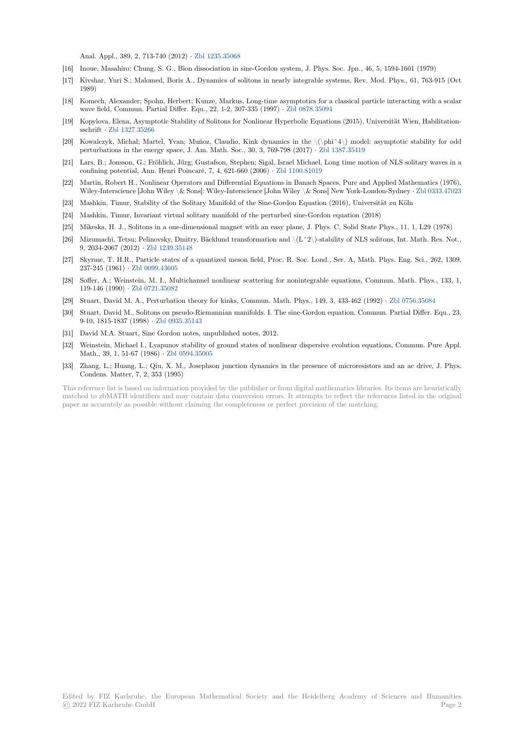Anal. Appl., 389, 2, 713-740 (2012) · Zbl 1235.35068

[16] Inoue, Masahiro; Chung, S. G., Bion dissociation in sine-Gordon system, J. Phys. Soc. Jpn., 46, 5, 1594-1601 (1979)

[17] Kivshar, Yuri S.; Malomed, Boris A., Dynamics of solitons in nearly integrable systems, Rev. Mod. Phys., 61, 763-915 (Oct 1989)

[18] Komech, Alexander; Spohn, Herbert; Kunze, Markus, Long-time asymptotics for a classical particle interacting with a scalar wave field, Commun. Partial Differ. Equ., 22, 1-2, 307-335 (1997) · Zbl 0878.35094

[19] Kopylova, Elena, Asymptotic Stability of Solitons for Nonlinear Hyperbolic Equations (2015), Universität Wien, Habilitationsschrift · Zbl 1327.35266

[20] Kowalczyk, Michal; Martel, Yvan; Muñoz, Claudio, Kink dynamics in the $\phi^4$ model: asymptotic stability for odd perturbations in the energy space, J. Am. Math. Soc., 30, 3, 769-798 (2017) · Zbl 1387.35419

[21] Lars, B.; Jonsson, G.; Fröhlich, Jürg; Gustafson, Stephen; Sigal, Israel Michael, Long time motion of NLS solitary waves in a confining potential, Ann. Henri Poincaré, 7, 4, 621-660 (2006) · Zbl 1100.81019

[22] Martin, Robert H., Nonlinear Operators and Differential Equations in Banach Spaces, Pure and Applied Mathematics (1976), Wiley-Interscience [John Wiley \& Sons]: Wiley-Interscience [John Wiley \& Sons] New York-London-Sydney · Zbl 0333.47023

[23] Mashkin, Timur, Stability of the Solitary Manifold of the Sine-Gordon Equation (2016), Universität zu Köln

[24] Mashkin, Timur, Invariant virtual solitary manifold of the perturbed sine-Gordon equation (2018)

[25] Mikeska, H. J., Solitons in a one-dimensional magnet with an easy plane, J. Phys. C, Solid State Phys., 11, 1, L29 (1978)

[26] Mizumachi, Tetsu; Pelinovsky, Dmitry, Bäcklund transformation and $L^2$-stability of NLS solitons, Int. Math. Res. Not., 9, 2034-2067 (2012) · Zbl 1239.35148

[27] Skyrme, T. H.R., Particle states of a quantized meson field, Proc. R. Soc. Lond., Ser. A, Math. Phys. Eng. Sci., 262, 1309, 237-245 (1961) · Zbl 0099.43605

[28] Soffer, A.; Weinstein, M. I., Multichannel nonlinear scattering for nonintegrable equations, Commun. Math. Phys., 133, 1, 119-146 (1990) · Zbl 0721.35082

[29] Stuart, David M. A., Perturbation theory for kinks, Commun. Math. Phys., 149, 3, 433-462 (1992) · Zbl 0756.35084

[30] Stuart, David M., Solitons on pseudo-Riemannian manifolds. I. The sine-Gordon equation, Commun. Partial Differ. Equ., 23, 9-10, 1815-1837 (1998) · Zbl 0935.35143

[31] David M.A. Stuart, Sine Gordon notes, unpublished notes, 2012.

[32] Weinstein, Michael I., Lyapunov stability of ground states of nonlinear dispersive evolution equations, Commun. Pure Appl. Math., 39, 1, 51-67 (1986) · Zbl 0594.35005

[33] Zhang, L.; Huang, L.; Qiu, X. M., Josephson junction dynamics in the presence of microresistors and an ac drive, J. Phys. Condens. Matter, 7, 2, 353 (1995)

This reference list is based on information provided by the publisher or from digital mathematics libraries. Its items are heuristically matched to zbMATH identifiers and may contain data conversion errors. It attempts to reflect the references listed in the original paper as accurately as possible without claiming the completeness or perfect precision of the matching.